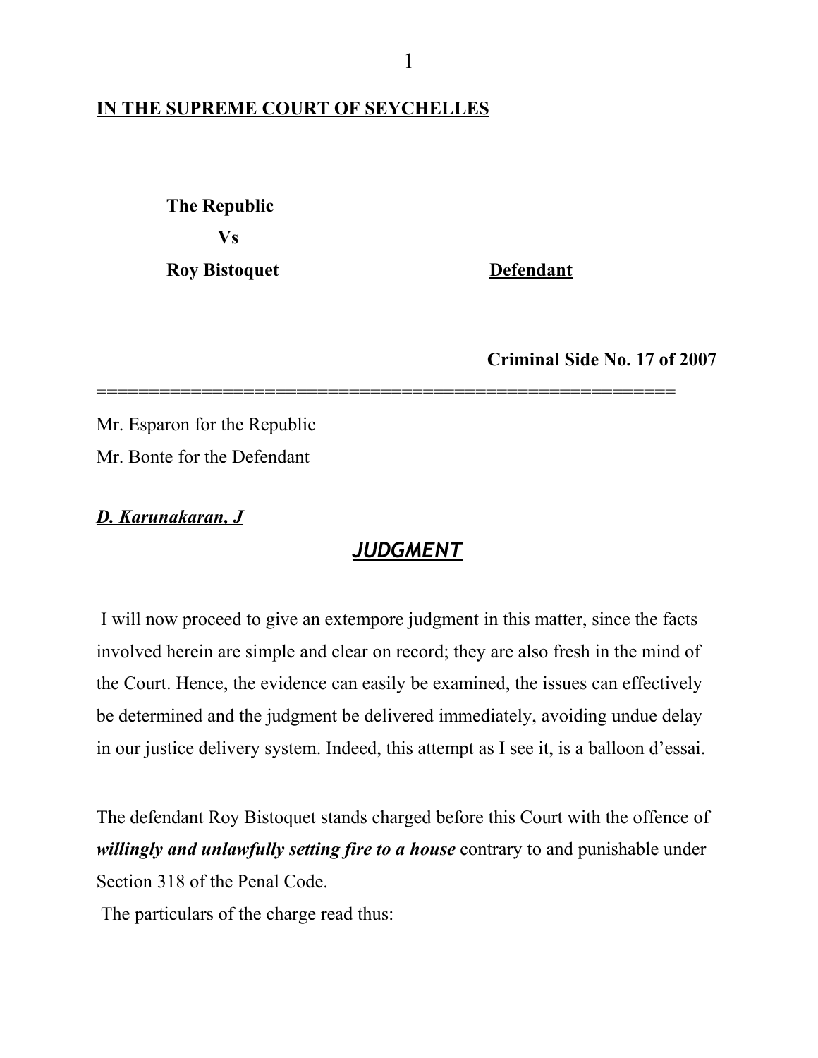**IN THE SUPREME COURT OF SEYCHELLES**

**The Republic**

**Vs**

**Roy Bistoquet** **Defendant**

**Criminal Side No. 17 of 2007**

=======================================================

Mr. Esparon for the Republic

Mr. Bonte for the Defendant

***D. Karunakaran, J***

## ***JUDGMENT***

I will now proceed to give an extempore judgment in this matter, since the facts involved herein are simple and clear on record; they are also fresh in the mind of the Court. Hence, the evidence can easily be examined, the issues can effectively be determined and the judgment be delivered immediately, avoiding undue delay in our justice delivery system. Indeed, this attempt as I see it, is a balloon d'essai.

The defendant Roy Bistoquet stands charged before this Court with the offence of ***willingly and unlawfully setting fire to a house*** contrary to and punishable under Section 318 of the Penal Code.

The particulars of the charge read thus: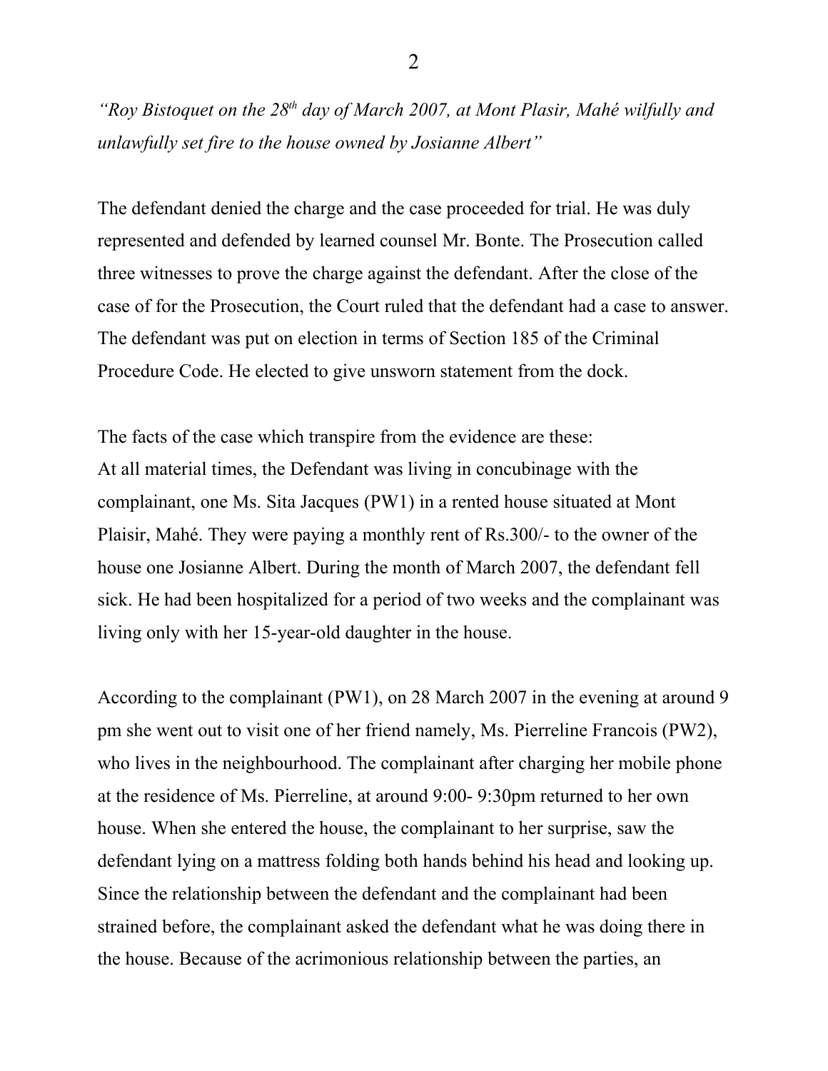*"Roy Bistoquet on the 28th day of March 2007, at Mont Plasir, Mahé wilfully and unlawfully set fire to the house owned by Josianne Albert"*

The defendant denied the charge and the case proceeded for trial. He was duly represented and defended by learned counsel Mr. Bonte. The Prosecution called three witnesses to prove the charge against the defendant. After the close of the case of for the Prosecution, the Court ruled that the defendant had a case to answer. The defendant was put on election in terms of Section 185 of the Criminal Procedure Code. He elected to give unsworn statement from the dock.

The facts of the case which transpire from the evidence are these:
At all material times, the Defendant was living in concubinage with the complainant, one Ms. Sita Jacques (PW1) in a rented house situated at Mont Plaisir, Mahé. They were paying a monthly rent of Rs.300/- to the owner of the house one Josianne Albert. During the month of March 2007, the defendant fell sick. He had been hospitalized for a period of two weeks and the complainant was living only with her 15-year-old daughter in the house.

According to the complainant (PW1), on 28 March 2007 in the evening at around 9 pm she went out to visit one of her friend namely, Ms. Pierreline Francois (PW2), who lives in the neighbourhood. The complainant after charging her mobile phone at the residence of Ms. Pierreline, at around 9:00- 9:30pm returned to her own house. When she entered the house, the complainant to her surprise, saw the defendant lying on a mattress folding both hands behind his head and looking up. Since the relationship between the defendant and the complainant had been strained before, the complainant asked the defendant what he was doing there in the house. Because of the acrimonious relationship between the parties, an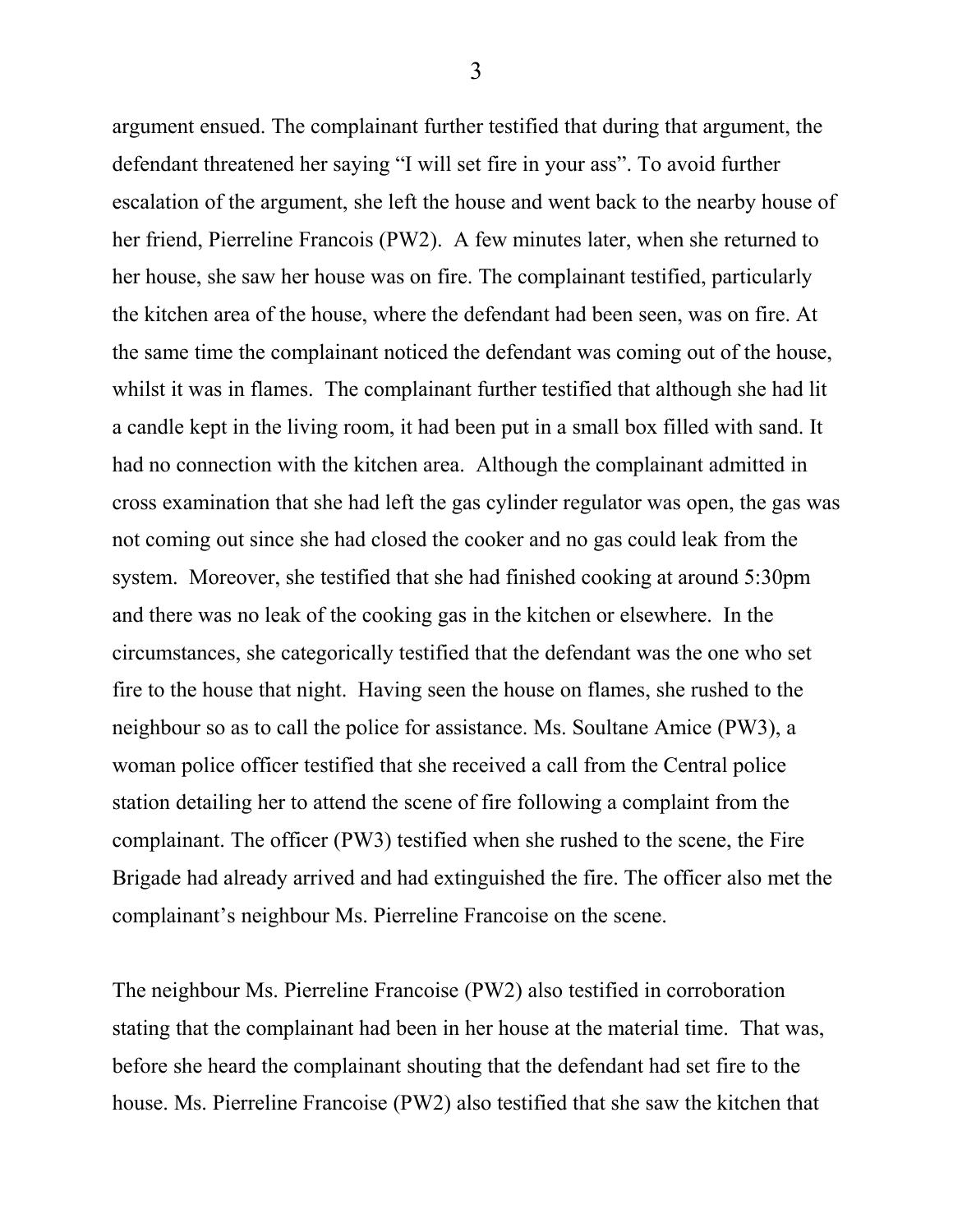argument ensued. The complainant further testified that during that argument, the defendant threatened her saying "I will set fire in your ass". To avoid further escalation of the argument, she left the house and went back to the nearby house of her friend, Pierreline Francois (PW2). A few minutes later, when she returned to her house, she saw her house was on fire. The complainant testified, particularly the kitchen area of the house, where the defendant had been seen, was on fire. At the same time the complainant noticed the defendant was coming out of the house, whilst it was in flames. The complainant further testified that although she had lit a candle kept in the living room, it had been put in a small box filled with sand. It had no connection with the kitchen area. Although the complainant admitted in cross examination that she had left the gas cylinder regulator was open, the gas was not coming out since she had closed the cooker and no gas could leak from the system. Moreover, she testified that she had finished cooking at around 5:30pm and there was no leak of the cooking gas in the kitchen or elsewhere. In the circumstances, she categorically testified that the defendant was the one who set fire to the house that night. Having seen the house on flames, she rushed to the neighbour so as to call the police for assistance. Ms. Soultane Amice (PW3), a woman police officer testified that she received a call from the Central police station detailing her to attend the scene of fire following a complaint from the complainant. The officer (PW3) testified when she rushed to the scene, the Fire Brigade had already arrived and had extinguished the fire. The officer also met the complainant's neighbour Ms. Pierreline Francoise on the scene.

The neighbour Ms. Pierreline Francoise (PW2) also testified in corroboration stating that the complainant had been in her house at the material time. That was, before she heard the complainant shouting that the defendant had set fire to the house. Ms. Pierreline Francoise (PW2) also testified that she saw the kitchen that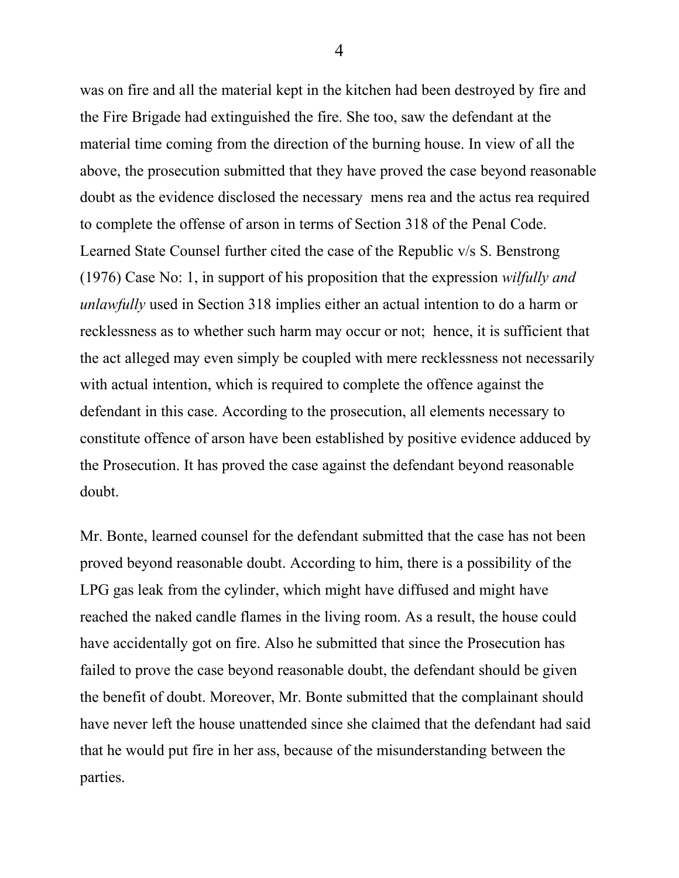was on fire and all the material kept in the kitchen had been destroyed by fire and the Fire Brigade had extinguished the fire. She too, saw the defendant at the material time coming from the direction of the burning house. In view of all the above, the prosecution submitted that they have proved the case beyond reasonable doubt as the evidence disclosed the necessary mens rea and the actus rea required to complete the offense of arson in terms of Section 318 of the Penal Code. Learned State Counsel further cited the case of the Republic v/s S. Benstrong (1976) Case No: 1, in support of his proposition that the expression *wilfully and unlawfully* used in Section 318 implies either an actual intention to do a harm or recklessness as to whether such harm may occur or not; hence, it is sufficient that the act alleged may even simply be coupled with mere recklessness not necessarily with actual intention, which is required to complete the offence against the defendant in this case. According to the prosecution, all elements necessary to constitute offence of arson have been established by positive evidence adduced by the Prosecution. It has proved the case against the defendant beyond reasonable doubt.

Mr. Bonte, learned counsel for the defendant submitted that the case has not been proved beyond reasonable doubt. According to him, there is a possibility of the LPG gas leak from the cylinder, which might have diffused and might have reached the naked candle flames in the living room. As a result, the house could have accidentally got on fire. Also he submitted that since the Prosecution has failed to prove the case beyond reasonable doubt, the defendant should be given the benefit of doubt. Moreover, Mr. Bonte submitted that the complainant should have never left the house unattended since she claimed that the defendant had said that he would put fire in her ass, because of the misunderstanding between the parties.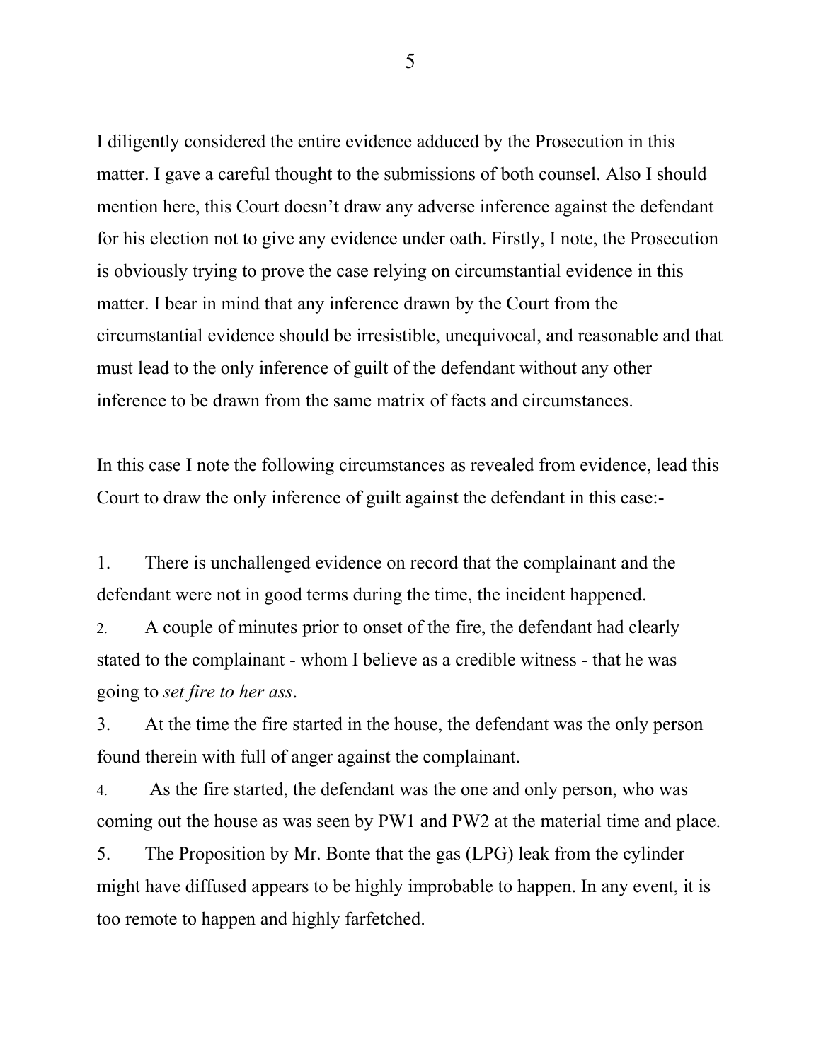I diligently considered the entire evidence adduced by the Prosecution in this matter. I gave a careful thought to the submissions of both counsel. Also I should mention here, this Court doesn't draw any adverse inference against the defendant for his election not to give any evidence under oath. Firstly, I note, the Prosecution is obviously trying to prove the case relying on circumstantial evidence in this matter. I bear in mind that any inference drawn by the Court from the circumstantial evidence should be irresistible, unequivocal, and reasonable and that must lead to the only inference of guilt of the defendant without any other inference to be drawn from the same matrix of facts and circumstances.

In this case I note the following circumstances as revealed from evidence, lead this Court to draw the only inference of guilt against the defendant in this case:-

1. There is unchallenged evidence on record that the complainant and the defendant were not in good terms during the time, the incident happened.
2. A couple of minutes prior to onset of the fire, the defendant had clearly stated to the complainant - whom I believe as a credible witness - that he was going to *set fire to her ass*.
3. At the time the fire started in the house, the defendant was the only person found therein with full of anger against the complainant.
4. As the fire started, the defendant was the one and only person, who was coming out the house as was seen by PW1 and PW2 at the material time and place.
5. The Proposition by Mr. Bonte that the gas (LPG) leak from the cylinder might have diffused appears to be highly improbable to happen. In any event, it is too remote to happen and highly farfetched.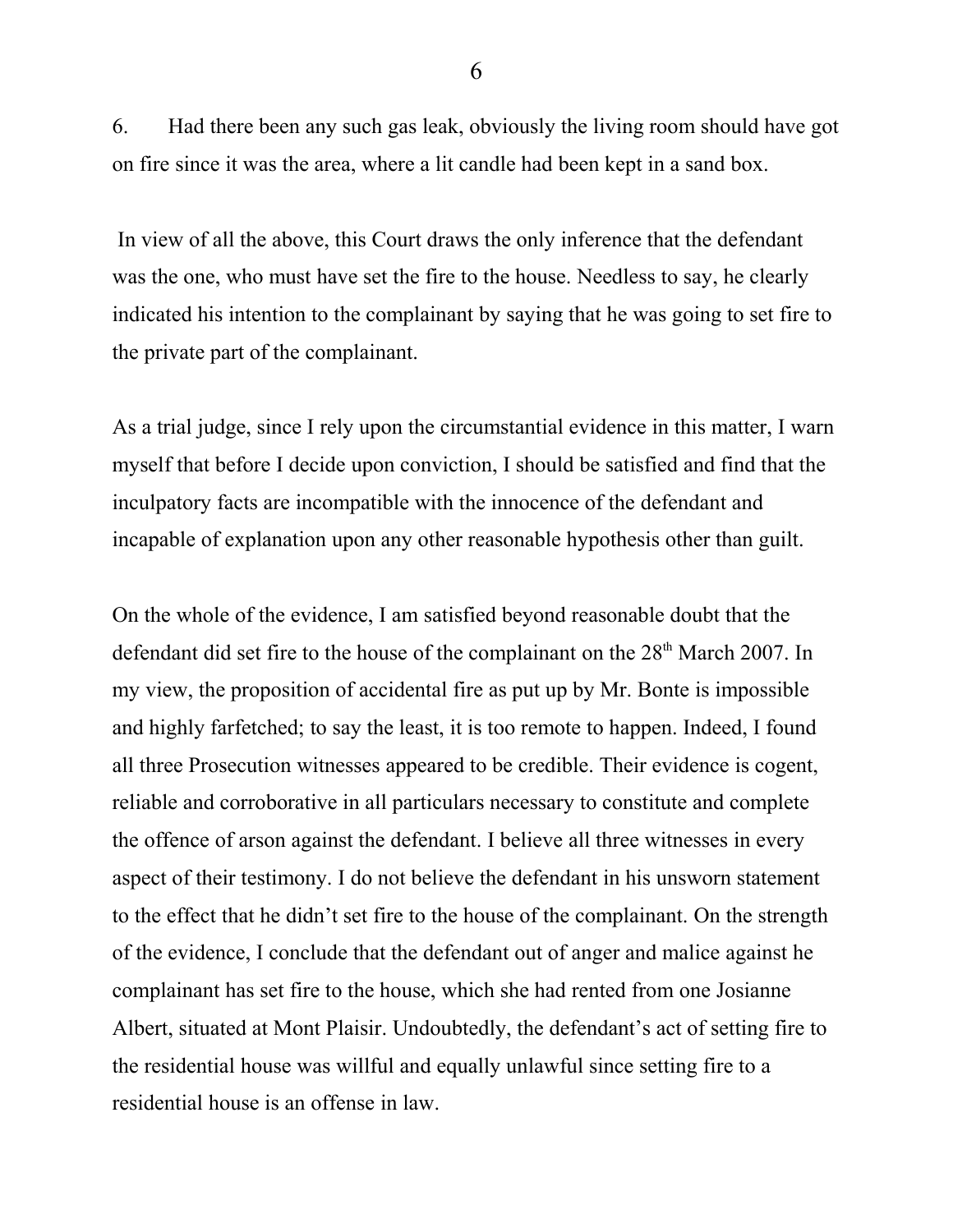6. Had there been any such gas leak, obviously the living room should have got on fire since it was the area, where a lit candle had been kept in a sand box.

In view of all the above, this Court draws the only inference that the defendant was the one, who must have set the fire to the house. Needless to say, he clearly indicated his intention to the complainant by saying that he was going to set fire to the private part of the complainant.

As a trial judge, since I rely upon the circumstantial evidence in this matter, I warn myself that before I decide upon conviction, I should be satisfied and find that the inculpatory facts are incompatible with the innocence of the defendant and incapable of explanation upon any other reasonable hypothesis other than guilt.

On the whole of the evidence, I am satisfied beyond reasonable doubt that the defendant did set fire to the house of the complainant on the 28th March 2007. In my view, the proposition of accidental fire as put up by Mr. Bonte is impossible and highly farfetched; to say the least, it is too remote to happen. Indeed, I found all three Prosecution witnesses appeared to be credible. Their evidence is cogent, reliable and corroborative in all particulars necessary to constitute and complete the offence of arson against the defendant. I believe all three witnesses in every aspect of their testimony. I do not believe the defendant in his unsworn statement to the effect that he didn't set fire to the house of the complainant. On the strength of the evidence, I conclude that the defendant out of anger and malice against he complainant has set fire to the house, which she had rented from one Josianne Albert, situated at Mont Plaisir. Undoubtedly, the defendant's act of setting fire to the residential house was willful and equally unlawful since setting fire to a residential house is an offense in law.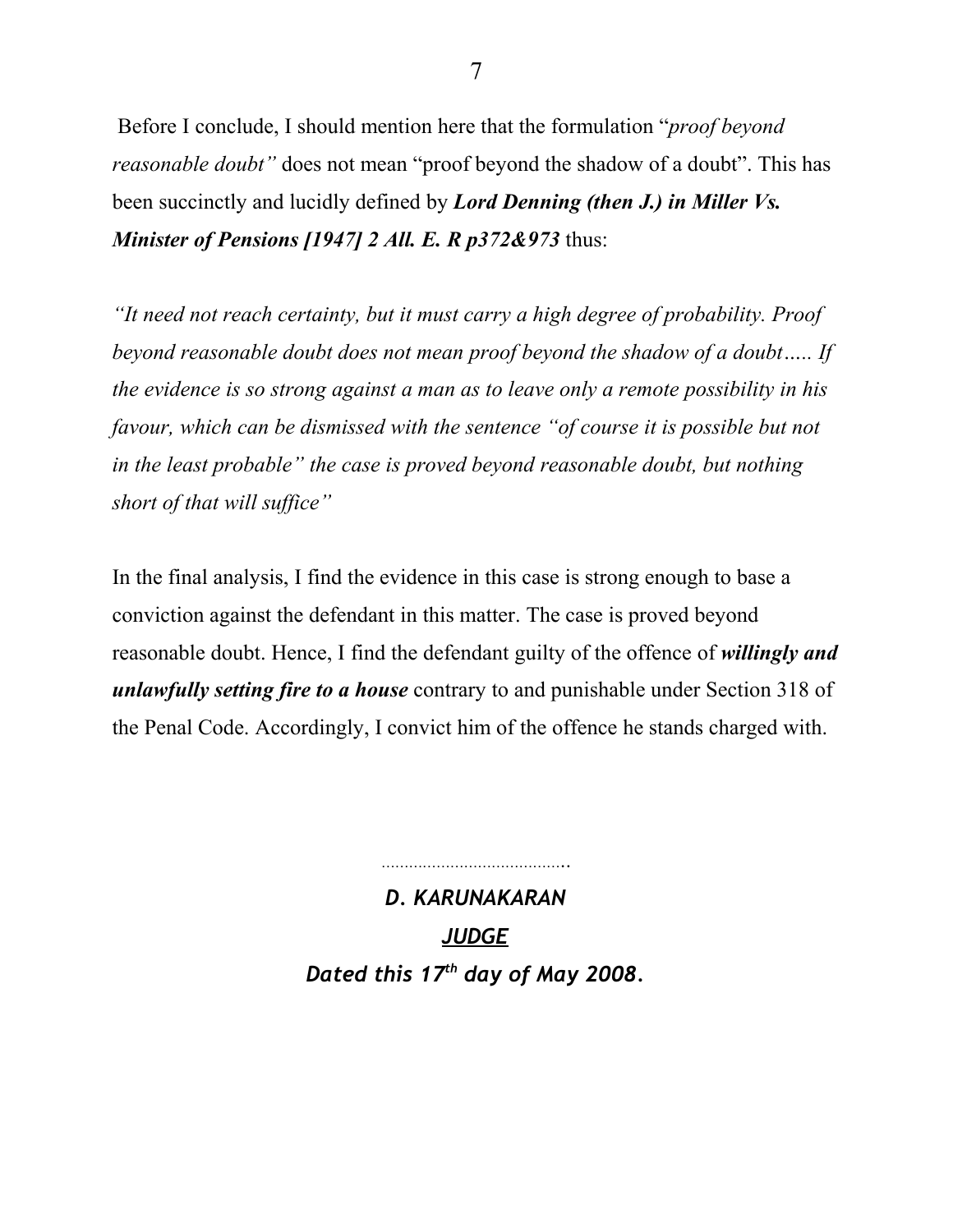Before I conclude, I should mention here that the formulation "*proof beyond reasonable doubt"* does not mean "proof beyond the shadow of a doubt". This has been succinctly and lucidly defined by ***Lord Denning (then J.) in Miller Vs. Minister of Pensions [1947] 2 All. E. R p372&973*** thus:

*"It need not reach certainty, but it must carry a high degree of probability. Proof beyond reasonable doubt does not mean proof beyond the shadow of a doubt….. If the evidence is so strong against a man as to leave only a remote possibility in his favour, which can be dismissed with the sentence "of course it is possible but not in the least probable" the case is proved beyond reasonable doubt, but nothing short of that will suffice"*

In the final analysis, I find the evidence in this case is strong enough to base a conviction against the defendant in this matter. The case is proved beyond reasonable doubt. Hence, I find the defendant guilty of the offence of ***willingly and unlawfully setting fire to a house*** contrary to and punishable under Section 318 of the Penal Code. Accordingly, I convict him of the offence he stands charged with.

…………………………………..

***D. KARUNAKARAN***

***JUDGE***

***Dated this 17th day of May 2008.***